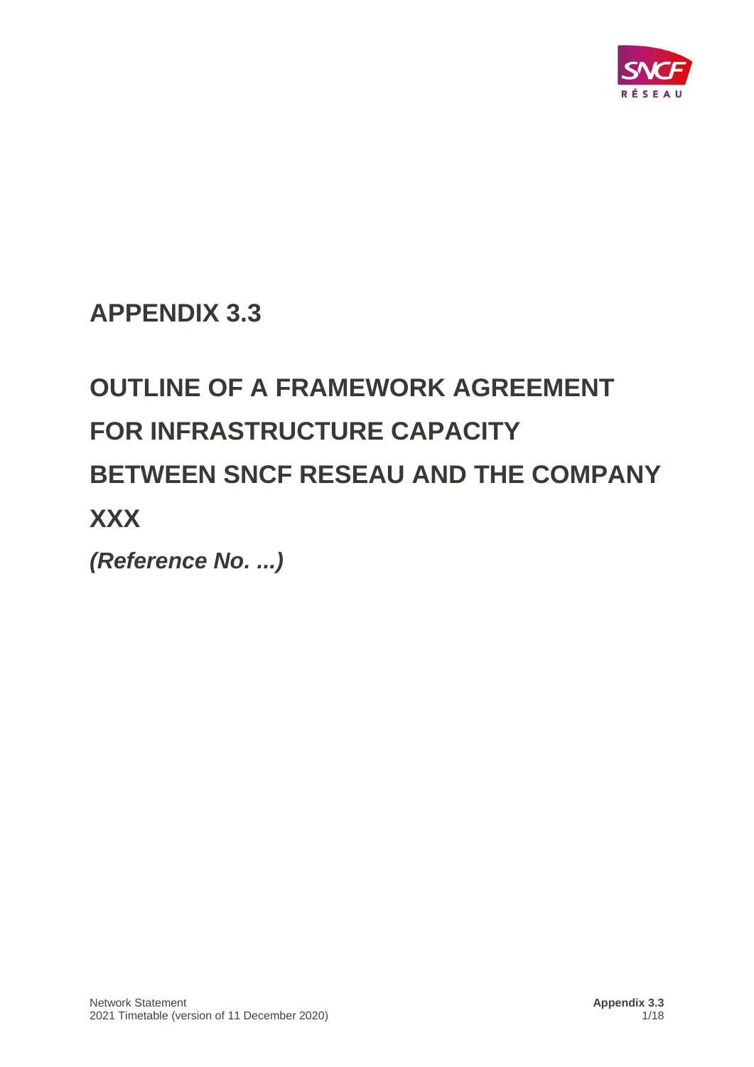# APPENDIX 3.3

# OUTLINE OF A FRAMEWORK AGREEMENT FOR INFRASTRUCTURE CAPACITY BETWEEN SNCF RESEAU AND THE COMPANY XXX

***(Reference No. ...)***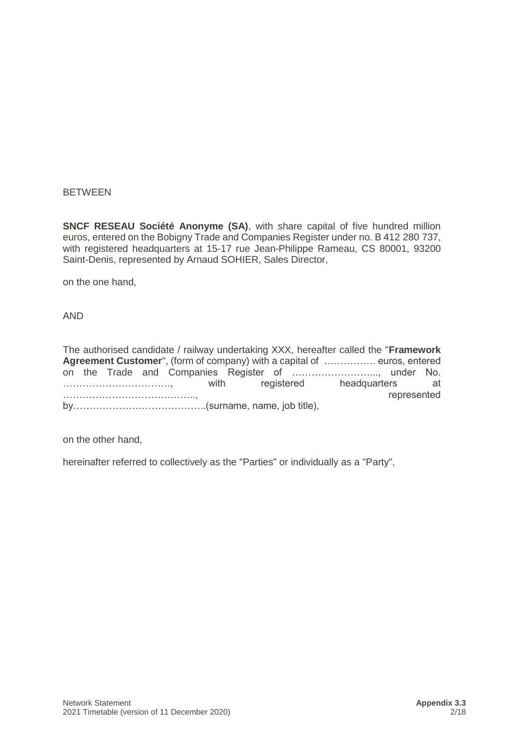BETWEEN

**SNCF RESEAU Société Anonyme (SA)**, with share capital of five hundred million euros, entered on the Bobigny Trade and Companies Register under no. B 412 280 737, with registered headquarters at 15-17 rue Jean-Philippe Rameau, CS 80001, 93200 Saint-Denis, represented by Arnaud SOHIER, Sales Director,

on the one hand,

AND

The authorised candidate / railway undertaking XXX, hereafter called the "**Framework Agreement Customer**", (form of company) with a capital of ……………. euros, entered on the Trade and Companies Register of ……………………..., under No. ……………………………, with registered headquarters at ………………………………….., represented by…………………………………..(surname, name, job title),

on the other hand,

hereinafter referred to collectively as the "Parties" or individually as a "Party",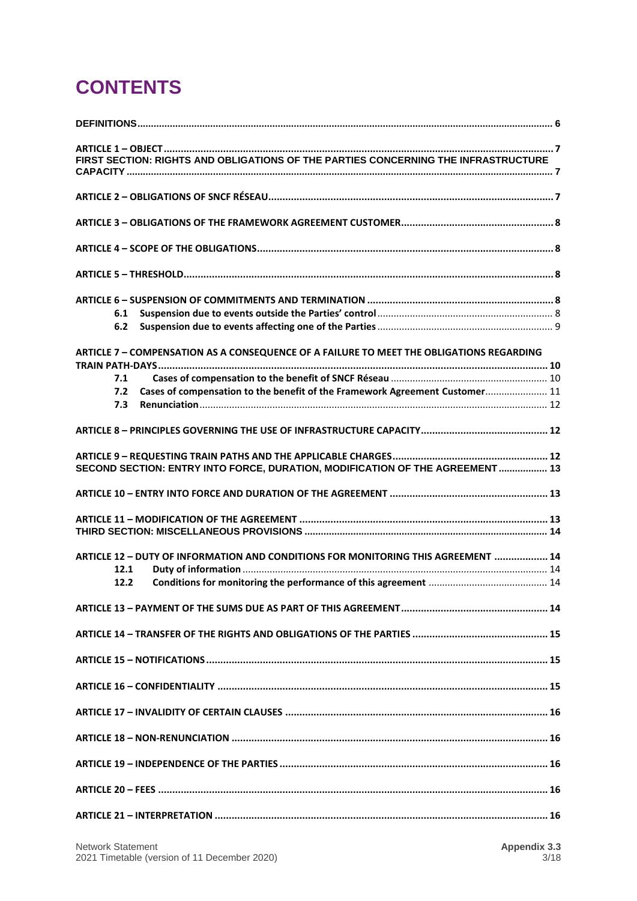# CONTENTS

DEFINITIONS ..... 6

ARTICLE 1 – OBJECT ..... 7

FIRST SECTION: RIGHTS AND OBLIGATIONS OF THE PARTIES CONCERNING THE INFRASTRUCTURE CAPACITY ..... 7

ARTICLE 2 – OBLIGATIONS OF SNCF RÉSEAU ..... 7

ARTICLE 3 – OBLIGATIONS OF THE FRAMEWORK AGREEMENT CUSTOMER ..... 8

ARTICLE 4 – SCOPE OF THE OBLIGATIONS ..... 8

ARTICLE 5 – THRESHOLD ..... 8

ARTICLE 6 – SUSPENSION OF COMMITMENTS AND TERMINATION ..... 8

- 6.1 Suspension due to events outside the Parties' control ..... 8
- 6.2 Suspension due to events affecting one of the Parties ..... 9

ARTICLE 7 – COMPENSATION AS A CONSEQUENCE OF A FAILURE TO MEET THE OBLIGATIONS REGARDING TRAIN PATH-DAYS ..... 10

- 7.1 Cases of compensation to the benefit of SNCF Réseau ..... 10
- 7.2 Cases of compensation to the benefit of the Framework Agreement Customer ..... 11
- 7.3 Renunciation ..... 12

ARTICLE 8 – PRINCIPLES GOVERNING THE USE OF INFRASTRUCTURE CAPACITY ..... 12

ARTICLE 9 – REQUESTING TRAIN PATHS AND THE APPLICABLE CHARGES ..... 12

SECOND SECTION: ENTRY INTO FORCE, DURATION, MODIFICATION OF THE AGREEMENT ..... 13

ARTICLE 10 – ENTRY INTO FORCE AND DURATION OF THE AGREEMENT ..... 13

ARTICLE 11 – MODIFICATION OF THE AGREEMENT ..... 13

THIRD SECTION: MISCELLANEOUS PROVISIONS ..... 14

ARTICLE 12 – DUTY OF INFORMATION AND CONDITIONS FOR MONITORING THIS AGREEMENT ..... 14

- 12.1 Duty of information ..... 14
- 12.2 Conditions for monitoring the performance of this agreement ..... 14

ARTICLE 13 – PAYMENT OF THE SUMS DUE AS PART OF THIS AGREEMENT ..... 14

ARTICLE 14 – TRANSFER OF THE RIGHTS AND OBLIGATIONS OF THE PARTIES ..... 15

ARTICLE 15 – NOTIFICATIONS ..... 15

ARTICLE 16 – CONFIDENTIALITY ..... 15

ARTICLE 17 – INVALIDITY OF CERTAIN CLAUSES ..... 16

ARTICLE 18 – NON-RENUNCIATION ..... 16

ARTICLE 19 – INDEPENDENCE OF THE PARTIES ..... 16

ARTICLE 20 – FEES ..... 16

ARTICLE 21 – INTERPRETATION ..... 16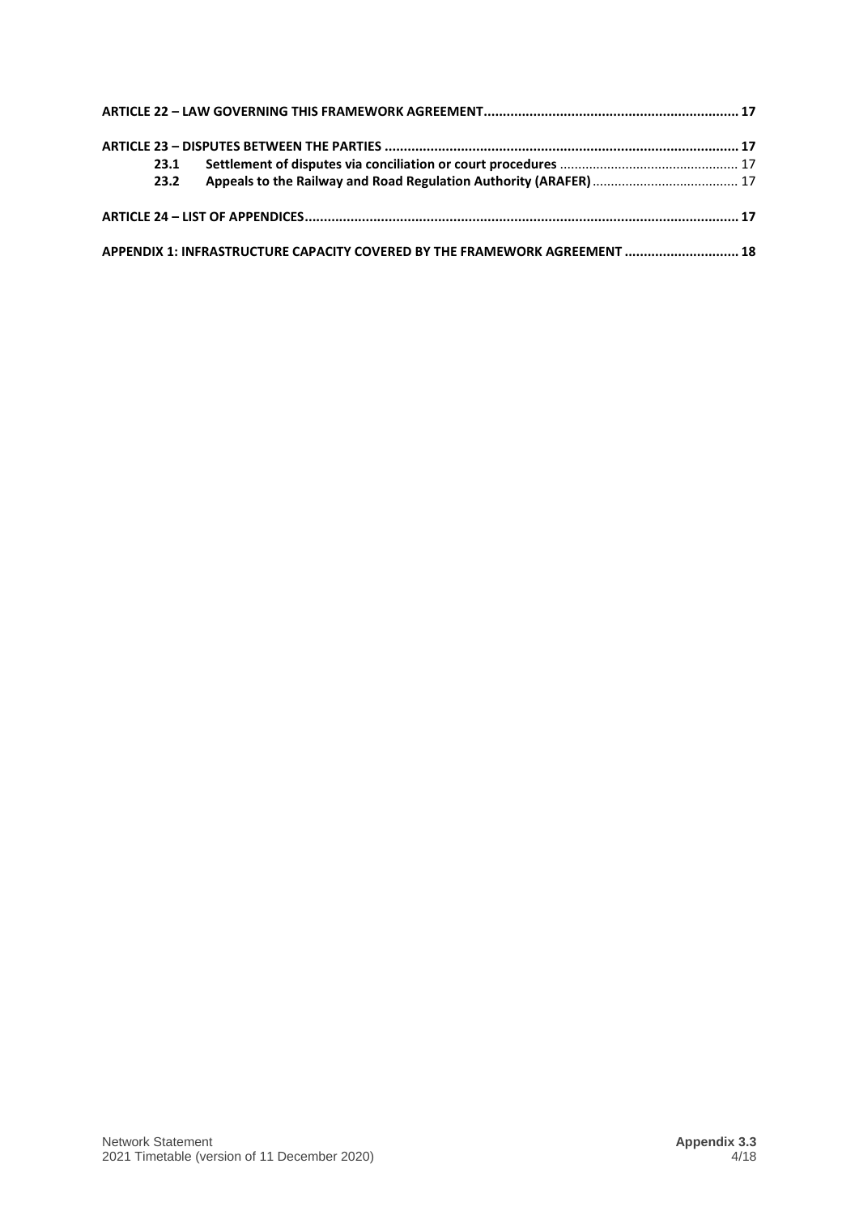**ARTICLE 22 – LAW GOVERNING THIS FRAMEWORK AGREEMENT** .................................................................. **17**

**ARTICLE 23 – DISPUTES BETWEEN THE PARTIES** .......................................................................................... **17**

**23.1 Settlement of disputes via conciliation or court procedures** ................................................ 17

**23.2 Appeals to the Railway and Road Regulation Authority (ARAFER)** ....................................... 17

**ARTICLE 24 – LIST OF APPENDICES** ................................................................................................................ **17**

**APPENDIX 1: INFRASTRUCTURE CAPACITY COVERED BY THE FRAMEWORK AGREEMENT** ............................. **18**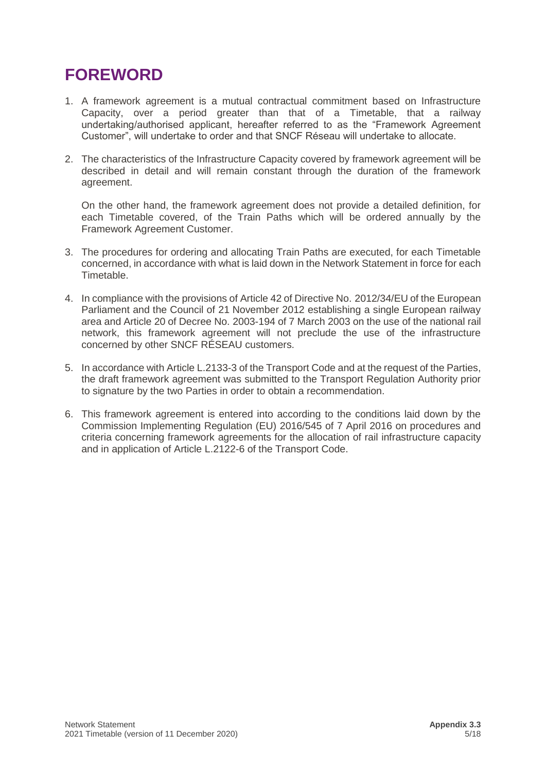# FOREWORD

1. A framework agreement is a mutual contractual commitment based on Infrastructure Capacity, over a period greater than that of a Timetable, that a railway undertaking/authorised applicant, hereafter referred to as the "Framework Agreement Customer", will undertake to order and that SNCF Réseau will undertake to allocate.

2. The characteristics of the Infrastructure Capacity covered by framework agreement will be described in detail and will remain constant through the duration of the framework agreement.

   On the other hand, the framework agreement does not provide a detailed definition, for each Timetable covered, of the Train Paths which will be ordered annually by the Framework Agreement Customer.

3. The procedures for ordering and allocating Train Paths are executed, for each Timetable concerned, in accordance with what is laid down in the Network Statement in force for each Timetable.

4. In compliance with the provisions of Article 42 of Directive No. 2012/34/EU of the European Parliament and the Council of 21 November 2012 establishing a single European railway area and Article 20 of Decree No. 2003-194 of 7 March 2003 on the use of the national rail network, this framework agreement will not preclude the use of the infrastructure concerned by other SNCF RÉSEAU customers.

5. In accordance with Article L.2133-3 of the Transport Code and at the request of the Parties, the draft framework agreement was submitted to the Transport Regulation Authority prior to signature by the two Parties in order to obtain a recommendation.

6. This framework agreement is entered into according to the conditions laid down by the Commission Implementing Regulation (EU) 2016/545 of 7 April 2016 on procedures and criteria concerning framework agreements for the allocation of rail infrastructure capacity and in application of Article L.2122-6 of the Transport Code.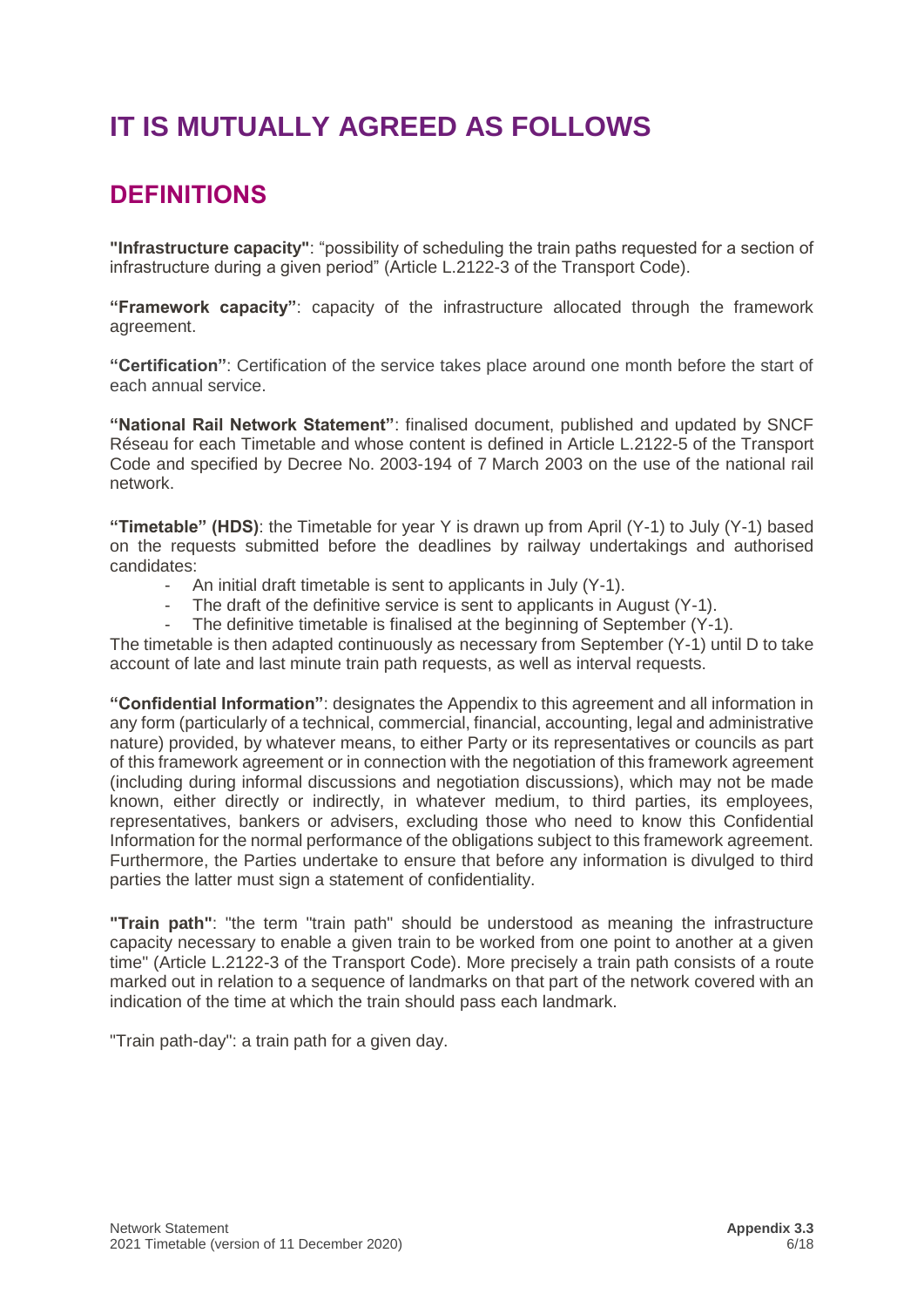# IT IS MUTUALLY AGREED AS FOLLOWS

## DEFINITIONS

**"Infrastructure capacity"**: "possibility of scheduling the train paths requested for a section of infrastructure during a given period" (Article L.2122-3 of the Transport Code).

**"Framework capacity"**: capacity of the infrastructure allocated through the framework agreement.

**"Certification"**: Certification of the service takes place around one month before the start of each annual service.

**"National Rail Network Statement"**: finalised document, published and updated by SNCF Réseau for each Timetable and whose content is defined in Article L.2122-5 of the Transport Code and specified by Decree No. 2003-194 of 7 March 2003 on the use of the national rail network.

**"Timetable" (HDS)**: the Timetable for year Y is drawn up from April (Y-1) to July (Y-1) based on the requests submitted before the deadlines by railway undertakings and authorised candidates:

- An initial draft timetable is sent to applicants in July (Y-1).
- The draft of the definitive service is sent to applicants in August (Y-1).
- The definitive timetable is finalised at the beginning of September (Y-1).

The timetable is then adapted continuously as necessary from September (Y-1) until D to take account of late and last minute train path requests, as well as interval requests.

**"Confidential Information"**: designates the Appendix to this agreement and all information in any form (particularly of a technical, commercial, financial, accounting, legal and administrative nature) provided, by whatever means, to either Party or its representatives or councils as part of this framework agreement or in connection with the negotiation of this framework agreement (including during informal discussions and negotiation discussions), which may not be made known, either directly or indirectly, in whatever medium, to third parties, its employees, representatives, bankers or advisers, excluding those who need to know this Confidential Information for the normal performance of the obligations subject to this framework agreement. Furthermore, the Parties undertake to ensure that before any information is divulged to third parties the latter must sign a statement of confidentiality.

**"Train path"**: "the term "train path" should be understood as meaning the infrastructure capacity necessary to enable a given train to be worked from one point to another at a given time" (Article L.2122-3 of the Transport Code). More precisely a train path consists of a route marked out in relation to a sequence of landmarks on that part of the network covered with an indication of the time at which the train should pass each landmark.

"Train path-day": a train path for a given day.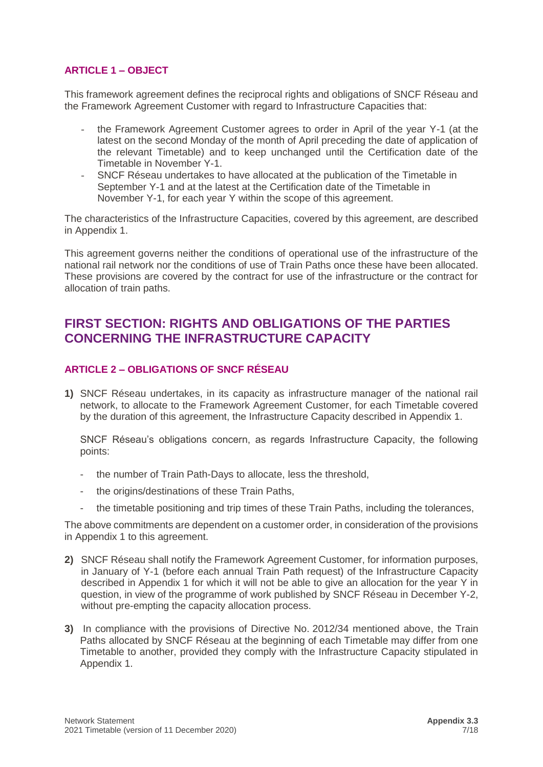### ARTICLE 1 – OBJECT

This framework agreement defines the reciprocal rights and obligations of SNCF Réseau and the Framework Agreement Customer with regard to Infrastructure Capacities that:

- the Framework Agreement Customer agrees to order in April of the year Y-1 (at the latest on the second Monday of the month of April preceding the date of application of the relevant Timetable) and to keep unchanged until the Certification date of the Timetable in November Y-1.
- SNCF Réseau undertakes to have allocated at the publication of the Timetable in September Y-1 and at the latest at the Certification date of the Timetable in November Y-1, for each year Y within the scope of this agreement.

The characteristics of the Infrastructure Capacities, covered by this agreement, are described in Appendix 1.

This agreement governs neither the conditions of operational use of the infrastructure of the national rail network nor the conditions of use of Train Paths once these have been allocated. These provisions are covered by the contract for use of the infrastructure or the contract for allocation of train paths.

## FIRST SECTION: RIGHTS AND OBLIGATIONS OF THE PARTIES CONCERNING THE INFRASTRUCTURE CAPACITY

### ARTICLE 2 – OBLIGATIONS OF SNCF RÉSEAU

**1)** SNCF Réseau undertakes, in its capacity as infrastructure manager of the national rail network, to allocate to the Framework Agreement Customer, for each Timetable covered by the duration of this agreement, the Infrastructure Capacity described in Appendix 1.

SNCF Réseau's obligations concern, as regards Infrastructure Capacity, the following points:

- the number of Train Path-Days to allocate, less the threshold,
- the origins/destinations of these Train Paths,
- the timetable positioning and trip times of these Train Paths, including the tolerances,

The above commitments are dependent on a customer order, in consideration of the provisions in Appendix 1 to this agreement.

**2)** SNCF Réseau shall notify the Framework Agreement Customer, for information purposes, in January of Y-1 (before each annual Train Path request) of the Infrastructure Capacity described in Appendix 1 for which it will not be able to give an allocation for the year Y in question, in view of the programme of work published by SNCF Réseau in December Y-2, without pre-empting the capacity allocation process.

**3)** In compliance with the provisions of Directive No. 2012/34 mentioned above, the Train Paths allocated by SNCF Réseau at the beginning of each Timetable may differ from one Timetable to another, provided they comply with the Infrastructure Capacity stipulated in Appendix 1.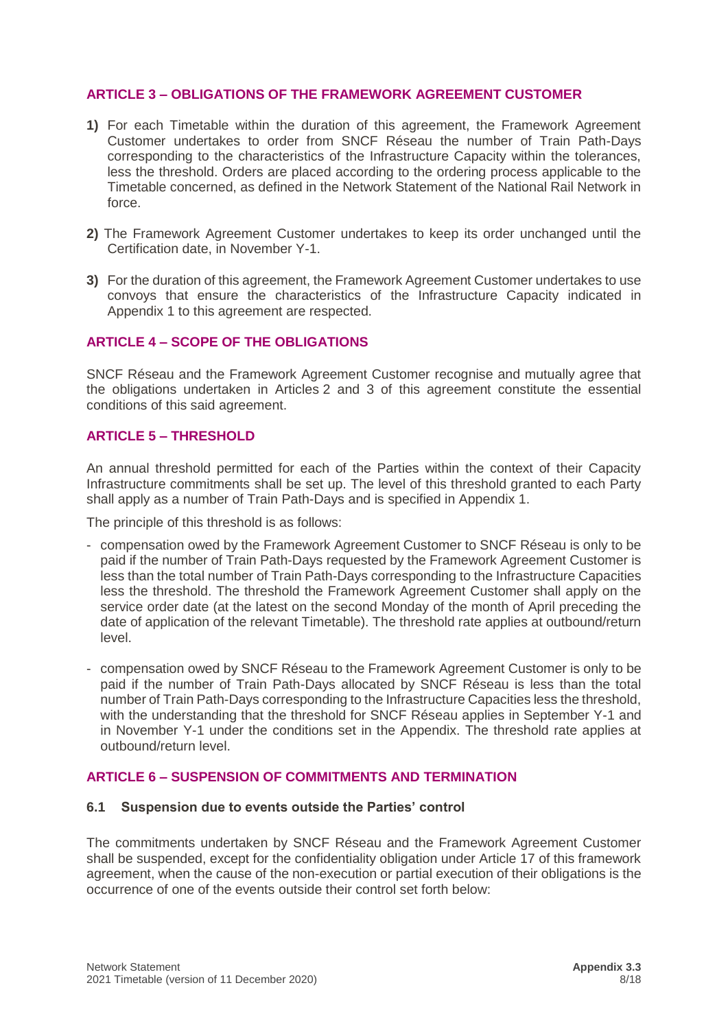## ARTICLE 3 – OBLIGATIONS OF THE FRAMEWORK AGREEMENT CUSTOMER

**1)** For each Timetable within the duration of this agreement, the Framework Agreement Customer undertakes to order from SNCF Réseau the number of Train Path-Days corresponding to the characteristics of the Infrastructure Capacity within the tolerances, less the threshold. Orders are placed according to the ordering process applicable to the Timetable concerned, as defined in the Network Statement of the National Rail Network in force.

**2)** The Framework Agreement Customer undertakes to keep its order unchanged until the Certification date, in November Y-1.

**3)** For the duration of this agreement, the Framework Agreement Customer undertakes to use convoys that ensure the characteristics of the Infrastructure Capacity indicated in Appendix 1 to this agreement are respected.

## ARTICLE 4 – SCOPE OF THE OBLIGATIONS

SNCF Réseau and the Framework Agreement Customer recognise and mutually agree that the obligations undertaken in Articles 2 and 3 of this agreement constitute the essential conditions of this said agreement.

## ARTICLE 5 – THRESHOLD

An annual threshold permitted for each of the Parties within the context of their Capacity Infrastructure commitments shall be set up. The level of this threshold granted to each Party shall apply as a number of Train Path-Days and is specified in Appendix 1.

The principle of this threshold is as follows:

- compensation owed by the Framework Agreement Customer to SNCF Réseau is only to be paid if the number of Train Path-Days requested by the Framework Agreement Customer is less than the total number of Train Path-Days corresponding to the Infrastructure Capacities less the threshold. The threshold the Framework Agreement Customer shall apply on the service order date (at the latest on the second Monday of the month of April preceding the date of application of the relevant Timetable). The threshold rate applies at outbound/return level.
- compensation owed by SNCF Réseau to the Framework Agreement Customer is only to be paid if the number of Train Path-Days allocated by SNCF Réseau is less than the total number of Train Path-Days corresponding to the Infrastructure Capacities less the threshold, with the understanding that the threshold for SNCF Réseau applies in September Y-1 and in November Y-1 under the conditions set in the Appendix. The threshold rate applies at outbound/return level.

## ARTICLE 6 – SUSPENSION OF COMMITMENTS AND TERMINATION

### 6.1 Suspension due to events outside the Parties' control

The commitments undertaken by SNCF Réseau and the Framework Agreement Customer shall be suspended, except for the confidentiality obligation under Article 17 of this framework agreement, when the cause of the non-execution or partial execution of their obligations is the occurrence of one of the events outside their control set forth below: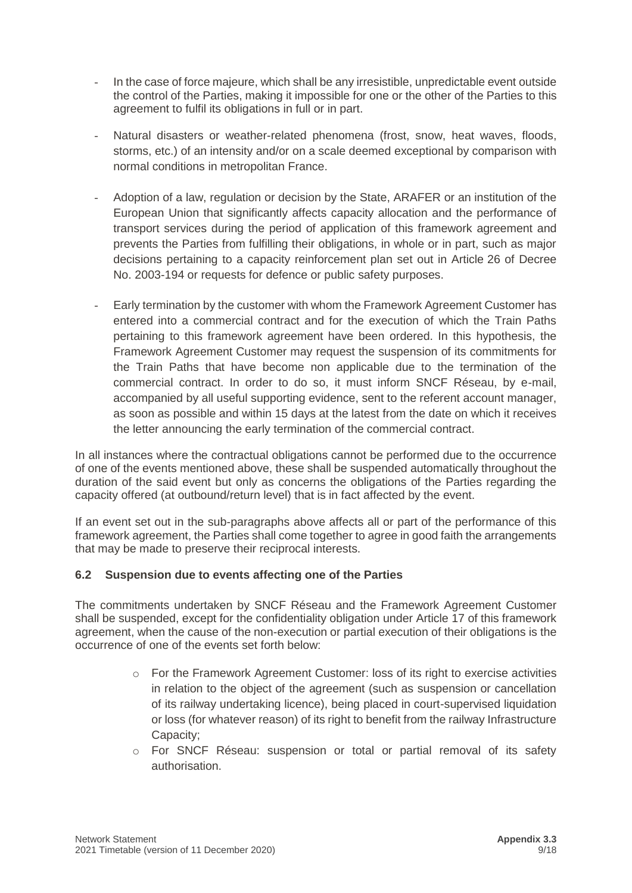- In the case of force majeure, which shall be any irresistible, unpredictable event outside the control of the Parties, making it impossible for one or the other of the Parties to this agreement to fulfil its obligations in full or in part.
- Natural disasters or weather-related phenomena (frost, snow, heat waves, floods, storms, etc.) of an intensity and/or on a scale deemed exceptional by comparison with normal conditions in metropolitan France.
- Adoption of a law, regulation or decision by the State, ARAFER or an institution of the European Union that significantly affects capacity allocation and the performance of transport services during the period of application of this framework agreement and prevents the Parties from fulfilling their obligations, in whole or in part, such as major decisions pertaining to a capacity reinforcement plan set out in Article 26 of Decree No. 2003-194 or requests for defence or public safety purposes.
- Early termination by the customer with whom the Framework Agreement Customer has entered into a commercial contract and for the execution of which the Train Paths pertaining to this framework agreement have been ordered. In this hypothesis, the Framework Agreement Customer may request the suspension of its commitments for the Train Paths that have become non applicable due to the termination of the commercial contract. In order to do so, it must inform SNCF Réseau, by e-mail, accompanied by all useful supporting evidence, sent to the referent account manager, as soon as possible and within 15 days at the latest from the date on which it receives the letter announcing the early termination of the commercial contract.

In all instances where the contractual obligations cannot be performed due to the occurrence of one of the events mentioned above, these shall be suspended automatically throughout the duration of the said event but only as concerns the obligations of the Parties regarding the capacity offered (at outbound/return level) that is in fact affected by the event.

If an event set out in the sub-paragraphs above affects all or part of the performance of this framework agreement, the Parties shall come together to agree in good faith the arrangements that may be made to preserve their reciprocal interests.

### 6.2 Suspension due to events affecting one of the Parties

The commitments undertaken by SNCF Réseau and the Framework Agreement Customer shall be suspended, except for the confidentiality obligation under Article 17 of this framework agreement, when the cause of the non-execution or partial execution of their obligations is the occurrence of one of the events set forth below:

- For the Framework Agreement Customer: loss of its right to exercise activities in relation to the object of the agreement (such as suspension or cancellation of its railway undertaking licence), being placed in court-supervised liquidation or loss (for whatever reason) of its right to benefit from the railway Infrastructure Capacity;
- For SNCF Réseau: suspension or total or partial removal of its safety authorisation.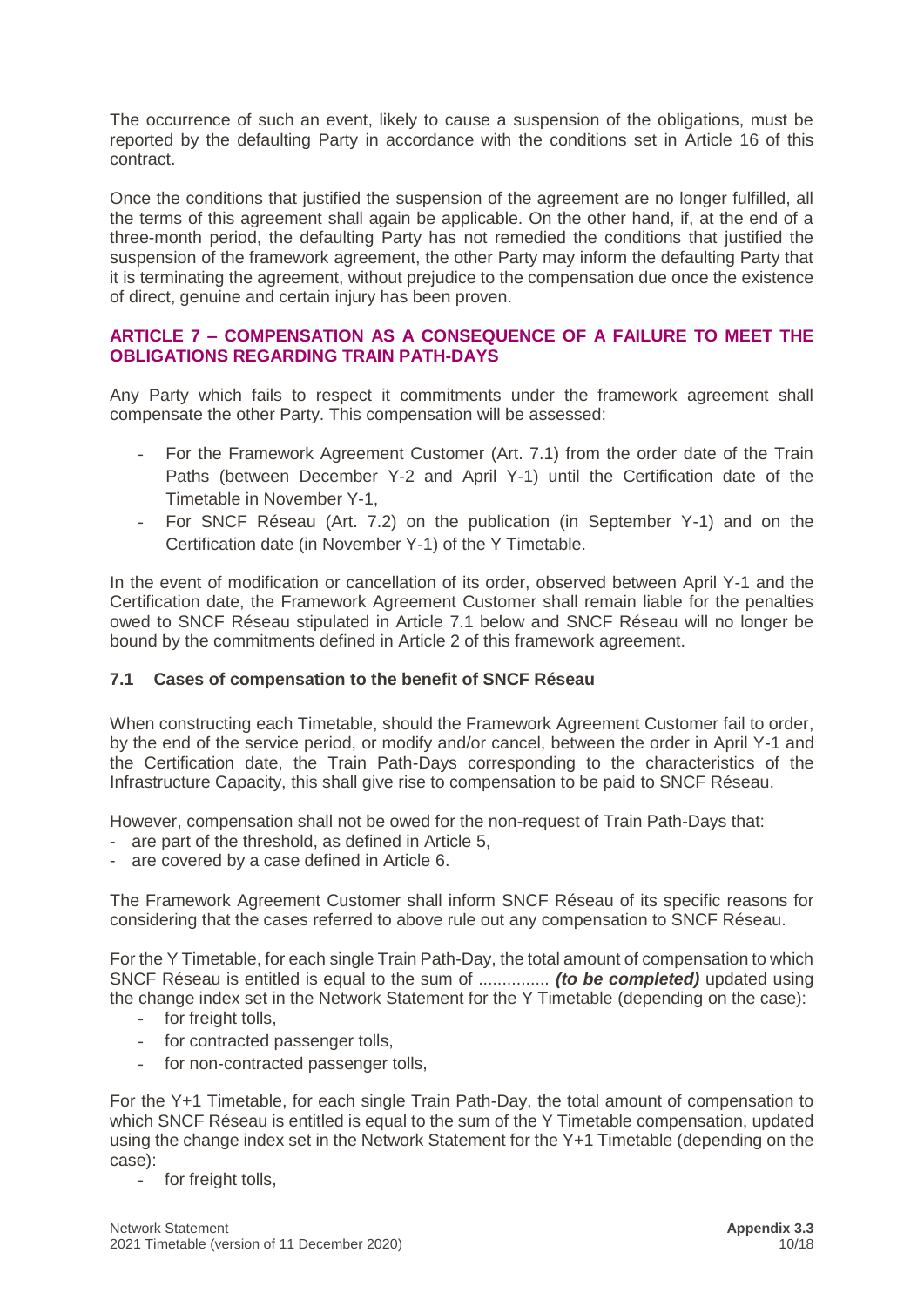The occurrence of such an event, likely to cause a suspension of the obligations, must be reported by the defaulting Party in accordance with the conditions set in Article 16 of this contract.

Once the conditions that justified the suspension of the agreement are no longer fulfilled, all the terms of this agreement shall again be applicable. On the other hand, if, at the end of a three-month period, the defaulting Party has not remedied the conditions that justified the suspension of the framework agreement, the other Party may inform the defaulting Party that it is terminating the agreement, without prejudice to the compensation due once the existence of direct, genuine and certain injury has been proven.

## ARTICLE 7 – COMPENSATION AS A CONSEQUENCE OF A FAILURE TO MEET THE OBLIGATIONS REGARDING TRAIN PATH-DAYS

Any Party which fails to respect it commitments under the framework agreement shall compensate the other Party. This compensation will be assessed:

- For the Framework Agreement Customer (Art. 7.1) from the order date of the Train Paths (between December Y-2 and April Y-1) until the Certification date of the Timetable in November Y-1,
- For SNCF Réseau (Art. 7.2) on the publication (in September Y-1) and on the Certification date (in November Y-1) of the Y Timetable.

In the event of modification or cancellation of its order, observed between April Y-1 and the Certification date, the Framework Agreement Customer shall remain liable for the penalties owed to SNCF Réseau stipulated in Article 7.1 below and SNCF Réseau will no longer be bound by the commitments defined in Article 2 of this framework agreement.

### 7.1 Cases of compensation to the benefit of SNCF Réseau

When constructing each Timetable, should the Framework Agreement Customer fail to order, by the end of the service period, or modify and/or cancel, between the order in April Y-1 and the Certification date, the Train Path-Days corresponding to the characteristics of the Infrastructure Capacity, this shall give rise to compensation to be paid to SNCF Réseau.

However, compensation shall not be owed for the non-request of Train Path-Days that:

- are part of the threshold, as defined in Article 5,
- are covered by a case defined in Article 6.

The Framework Agreement Customer shall inform SNCF Réseau of its specific reasons for considering that the cases referred to above rule out any compensation to SNCF Réseau.

For the Y Timetable, for each single Train Path-Day, the total amount of compensation to which SNCF Réseau is entitled is equal to the sum of ............... ***(to be completed)*** updated using the change index set in the Network Statement for the Y Timetable (depending on the case):

- for freight tolls,
- for contracted passenger tolls,
- for non-contracted passenger tolls,

For the Y+1 Timetable, for each single Train Path-Day, the total amount of compensation to which SNCF Réseau is entitled is equal to the sum of the Y Timetable compensation, updated using the change index set in the Network Statement for the Y+1 Timetable (depending on the case):

- for freight tolls,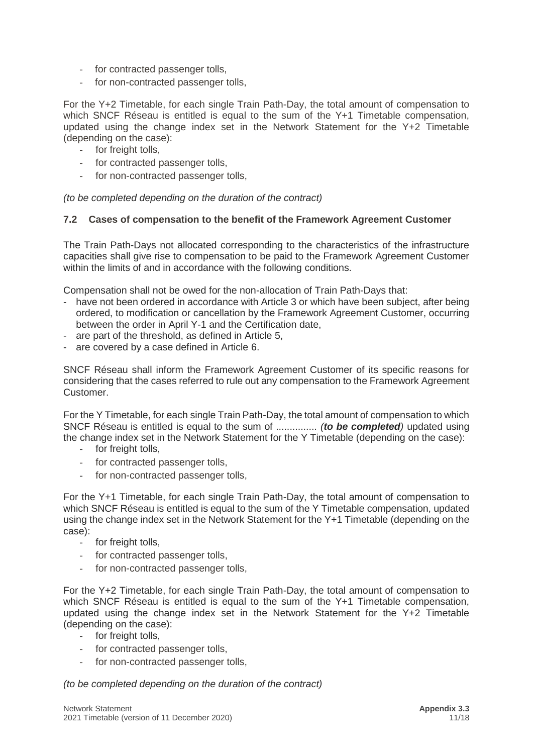- for contracted passenger tolls,
- for non-contracted passenger tolls,

For the Y+2 Timetable, for each single Train Path-Day, the total amount of compensation to which SNCF Réseau is entitled is equal to the sum of the Y+1 Timetable compensation, updated using the change index set in the Network Statement for the Y+2 Timetable (depending on the case):

- for freight tolls,
- for contracted passenger tolls,
- for non-contracted passenger tolls,

*(to be completed depending on the duration of the contract)*

### 7.2 Cases of compensation to the benefit of the Framework Agreement Customer

The Train Path-Days not allocated corresponding to the characteristics of the infrastructure capacities shall give rise to compensation to be paid to the Framework Agreement Customer within the limits of and in accordance with the following conditions.

Compensation shall not be owed for the non-allocation of Train Path-Days that:

- have not been ordered in accordance with Article 3 or which have been subject, after being ordered, to modification or cancellation by the Framework Agreement Customer, occurring between the order in April Y-1 and the Certification date,
- are part of the threshold, as defined in Article 5,
- are covered by a case defined in Article 6.

SNCF Réseau shall inform the Framework Agreement Customer of its specific reasons for considering that the cases referred to rule out any compensation to the Framework Agreement Customer.

For the Y Timetable, for each single Train Path-Day, the total amount of compensation to which SNCF Réseau is entitled is equal to the sum of ............... ***(to be completed)*** updated using the change index set in the Network Statement for the Y Timetable (depending on the case):

- for freight tolls,
- for contracted passenger tolls,
- for non-contracted passenger tolls,

For the Y+1 Timetable, for each single Train Path-Day, the total amount of compensation to which SNCF Réseau is entitled is equal to the sum of the Y Timetable compensation, updated using the change index set in the Network Statement for the Y+1 Timetable (depending on the case):

- for freight tolls,
- for contracted passenger tolls,
- for non-contracted passenger tolls,

For the Y+2 Timetable, for each single Train Path-Day, the total amount of compensation to which SNCF Réseau is entitled is equal to the sum of the Y+1 Timetable compensation, updated using the change index set in the Network Statement for the Y+2 Timetable (depending on the case):

- for freight tolls,
- for contracted passenger tolls,
- for non-contracted passenger tolls,

*(to be completed depending on the duration of the contract)*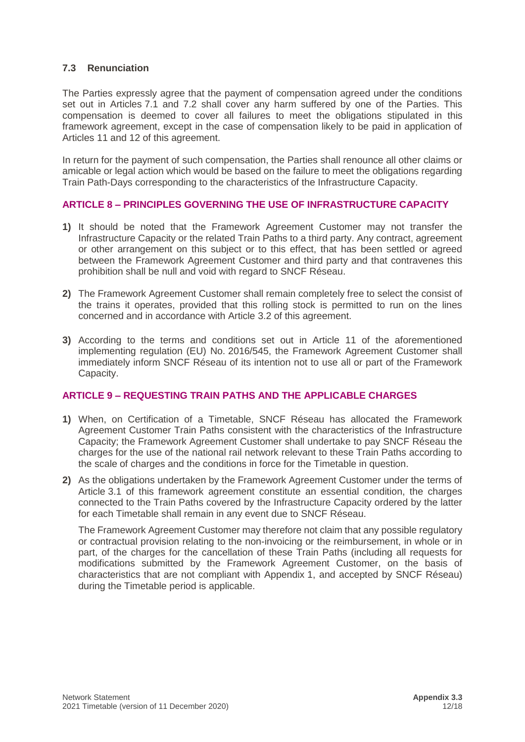### 7.3 Renunciation

The Parties expressly agree that the payment of compensation agreed under the conditions set out in Articles 7.1 and 7.2 shall cover any harm suffered by one of the Parties. This compensation is deemed to cover all failures to meet the obligations stipulated in this framework agreement, except in the case of compensation likely to be paid in application of Articles 11 and 12 of this agreement.

In return for the payment of such compensation, the Parties shall renounce all other claims or amicable or legal action which would be based on the failure to meet the obligations regarding Train Path-Days corresponding to the characteristics of the Infrastructure Capacity.

## ARTICLE 8 – PRINCIPLES GOVERNING THE USE OF INFRASTRUCTURE CAPACITY

**1)** It should be noted that the Framework Agreement Customer may not transfer the Infrastructure Capacity or the related Train Paths to a third party. Any contract, agreement or other arrangement on this subject or to this effect, that has been settled or agreed between the Framework Agreement Customer and third party and that contravenes this prohibition shall be null and void with regard to SNCF Réseau.

**2)** The Framework Agreement Customer shall remain completely free to select the consist of the trains it operates, provided that this rolling stock is permitted to run on the lines concerned and in accordance with Article 3.2 of this agreement.

**3)** According to the terms and conditions set out in Article 11 of the aforementioned implementing regulation (EU) No. 2016/545, the Framework Agreement Customer shall immediately inform SNCF Réseau of its intention not to use all or part of the Framework Capacity.

## ARTICLE 9 – REQUESTING TRAIN PATHS AND THE APPLICABLE CHARGES

**1)** When, on Certification of a Timetable, SNCF Réseau has allocated the Framework Agreement Customer Train Paths consistent with the characteristics of the Infrastructure Capacity; the Framework Agreement Customer shall undertake to pay SNCF Réseau the charges for the use of the national rail network relevant to these Train Paths according to the scale of charges and the conditions in force for the Timetable in question.

**2)** As the obligations undertaken by the Framework Agreement Customer under the terms of Article 3.1 of this framework agreement constitute an essential condition, the charges connected to the Train Paths covered by the Infrastructure Capacity ordered by the latter for each Timetable shall remain in any event due to SNCF Réseau.

The Framework Agreement Customer may therefore not claim that any possible regulatory or contractual provision relating to the non-invoicing or the reimbursement, in whole or in part, of the charges for the cancellation of these Train Paths (including all requests for modifications submitted by the Framework Agreement Customer, on the basis of characteristics that are not compliant with Appendix 1, and accepted by SNCF Réseau) during the Timetable period is applicable.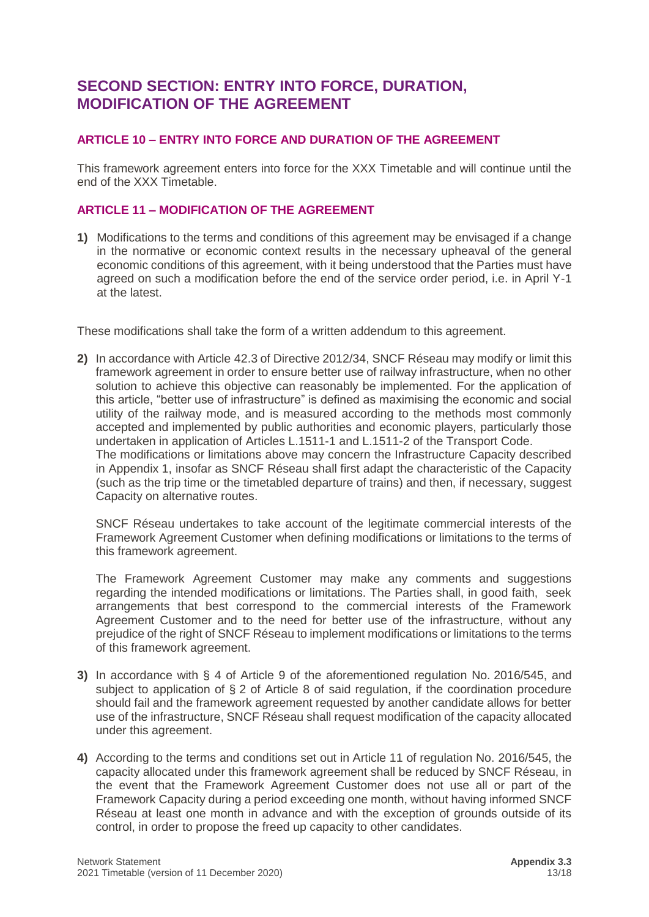# SECOND SECTION: ENTRY INTO FORCE, DURATION, MODIFICATION OF THE AGREEMENT

## ARTICLE 10 – ENTRY INTO FORCE AND DURATION OF THE AGREEMENT

This framework agreement enters into force for the XXX Timetable and will continue until the end of the XXX Timetable.

## ARTICLE 11 – MODIFICATION OF THE AGREEMENT

**1)** Modifications to the terms and conditions of this agreement may be envisaged if a change in the normative or economic context results in the necessary upheaval of the general economic conditions of this agreement, with it being understood that the Parties must have agreed on such a modification before the end of the service order period, i.e. in April Y-1 at the latest.

These modifications shall take the form of a written addendum to this agreement.

**2)** In accordance with Article 42.3 of Directive 2012/34, SNCF Réseau may modify or limit this framework agreement in order to ensure better use of railway infrastructure, when no other solution to achieve this objective can reasonably be implemented. For the application of this article, "better use of infrastructure" is defined as maximising the economic and social utility of the railway mode, and is measured according to the methods most commonly accepted and implemented by public authorities and economic players, particularly those undertaken in application of Articles L.1511-1 and L.1511-2 of the Transport Code.
The modifications or limitations above may concern the Infrastructure Capacity described in Appendix 1, insofar as SNCF Réseau shall first adapt the characteristic of the Capacity (such as the trip time or the timetabled departure of trains) and then, if necessary, suggest Capacity on alternative routes.

SNCF Réseau undertakes to take account of the legitimate commercial interests of the Framework Agreement Customer when defining modifications or limitations to the terms of this framework agreement.

The Framework Agreement Customer may make any comments and suggestions regarding the intended modifications or limitations. The Parties shall, in good faith, seek arrangements that best correspond to the commercial interests of the Framework Agreement Customer and to the need for better use of the infrastructure, without any prejudice of the right of SNCF Réseau to implement modifications or limitations to the terms of this framework agreement.

**3)** In accordance with § 4 of Article 9 of the aforementioned regulation No. 2016/545, and subject to application of § 2 of Article 8 of said regulation, if the coordination procedure should fail and the framework agreement requested by another candidate allows for better use of the infrastructure, SNCF Réseau shall request modification of the capacity allocated under this agreement.

**4)** According to the terms and conditions set out in Article 11 of regulation No. 2016/545, the capacity allocated under this framework agreement shall be reduced by SNCF Réseau, in the event that the Framework Agreement Customer does not use all or part of the Framework Capacity during a period exceeding one month, without having informed SNCF Réseau at least one month in advance and with the exception of grounds outside of its control, in order to propose the freed up capacity to other candidates.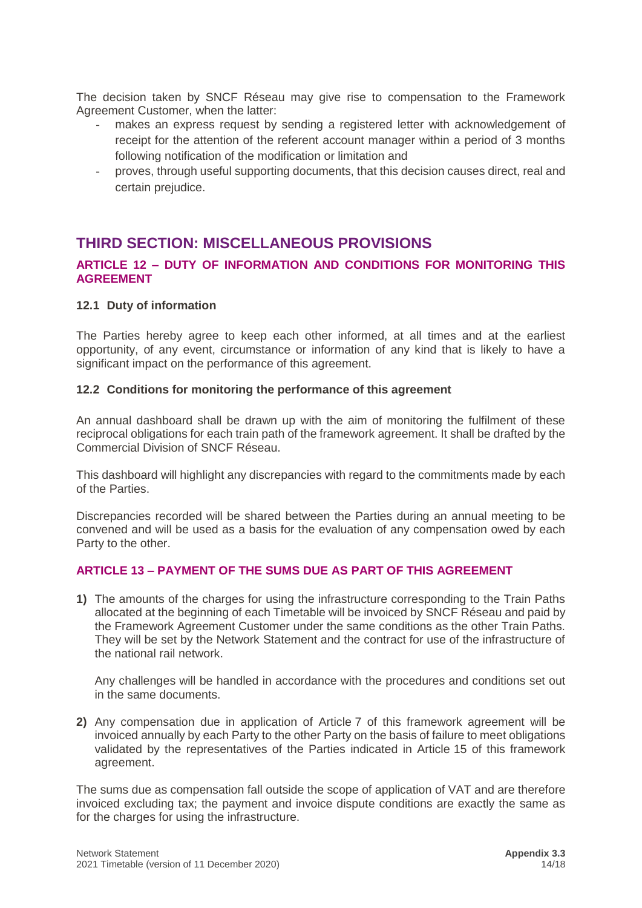The decision taken by SNCF Réseau may give rise to compensation to the Framework Agreement Customer, when the latter:

- makes an express request by sending a registered letter with acknowledgement of receipt for the attention of the referent account manager within a period of 3 months following notification of the modification or limitation and
- proves, through useful supporting documents, that this decision causes direct, real and certain prejudice.

## THIRD SECTION: MISCELLANEOUS PROVISIONS

### ARTICLE 12 – DUTY OF INFORMATION AND CONDITIONS FOR MONITORING THIS AGREEMENT

#### 12.1 Duty of information

The Parties hereby agree to keep each other informed, at all times and at the earliest opportunity, of any event, circumstance or information of any kind that is likely to have a significant impact on the performance of this agreement.

#### 12.2 Conditions for monitoring the performance of this agreement

An annual dashboard shall be drawn up with the aim of monitoring the fulfilment of these reciprocal obligations for each train path of the framework agreement. It shall be drafted by the Commercial Division of SNCF Réseau.

This dashboard will highlight any discrepancies with regard to the commitments made by each of the Parties.

Discrepancies recorded will be shared between the Parties during an annual meeting to be convened and will be used as a basis for the evaluation of any compensation owed by each Party to the other.

### ARTICLE 13 – PAYMENT OF THE SUMS DUE AS PART OF THIS AGREEMENT

**1)** The amounts of the charges for using the infrastructure corresponding to the Train Paths allocated at the beginning of each Timetable will be invoiced by SNCF Réseau and paid by the Framework Agreement Customer under the same conditions as the other Train Paths. They will be set by the Network Statement and the contract for use of the infrastructure of the national rail network.

Any challenges will be handled in accordance with the procedures and conditions set out in the same documents.

**2)** Any compensation due in application of Article 7 of this framework agreement will be invoiced annually by each Party to the other Party on the basis of failure to meet obligations validated by the representatives of the Parties indicated in Article 15 of this framework agreement.

The sums due as compensation fall outside the scope of application of VAT and are therefore invoiced excluding tax; the payment and invoice dispute conditions are exactly the same as for the charges for using the infrastructure.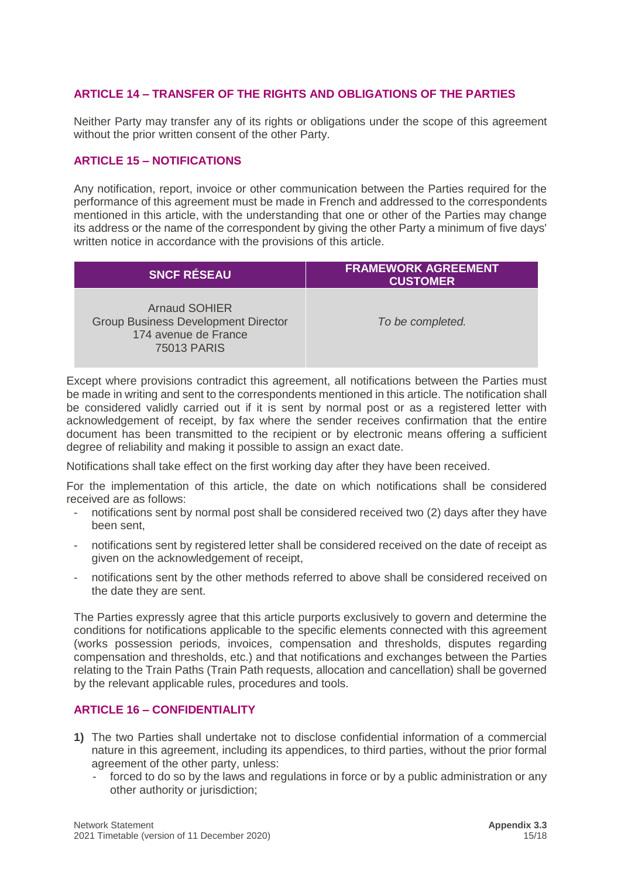## ARTICLE 14 – TRANSFER OF THE RIGHTS AND OBLIGATIONS OF THE PARTIES

Neither Party may transfer any of its rights or obligations under the scope of this agreement without the prior written consent of the other Party.

## ARTICLE 15 – NOTIFICATIONS

Any notification, report, invoice or other communication between the Parties required for the performance of this agreement must be made in French and addressed to the correspondents mentioned in this article, with the understanding that one or other of the Parties may change its address or the name of the correspondent by giving the other Party a minimum of five days' written notice in accordance with the provisions of this article.

| SNCF RÉSEAU | FRAMEWORK AGREEMENT CUSTOMER |
|---|---|
| Arnaud SOHIER<br>Group Business Development Director<br>174 avenue de France<br>75013 PARIS | *To be completed.* |

Except where provisions contradict this agreement, all notifications between the Parties must be made in writing and sent to the correspondents mentioned in this article. The notification shall be considered validly carried out if it is sent by normal post or as a registered letter with acknowledgement of receipt, by fax where the sender receives confirmation that the entire document has been transmitted to the recipient or by electronic means offering a sufficient degree of reliability and making it possible to assign an exact date.

Notifications shall take effect on the first working day after they have been received.

For the implementation of this article, the date on which notifications shall be considered received are as follows:

- notifications sent by normal post shall be considered received two (2) days after they have been sent,
- notifications sent by registered letter shall be considered received on the date of receipt as given on the acknowledgement of receipt,
- notifications sent by the other methods referred to above shall be considered received on the date they are sent.

The Parties expressly agree that this article purports exclusively to govern and determine the conditions for notifications applicable to the specific elements connected with this agreement (works possession periods, invoices, compensation and thresholds, disputes regarding compensation and thresholds, etc.) and that notifications and exchanges between the Parties relating to the Train Paths (Train Path requests, allocation and cancellation) shall be governed by the relevant applicable rules, procedures and tools.

## ARTICLE 16 – CONFIDENTIALITY

**1)** The two Parties shall undertake not to disclose confidential information of a commercial nature in this agreement, including its appendices, to third parties, without the prior formal agreement of the other party, unless:

- forced to do so by the laws and regulations in force or by a public administration or any other authority or jurisdiction;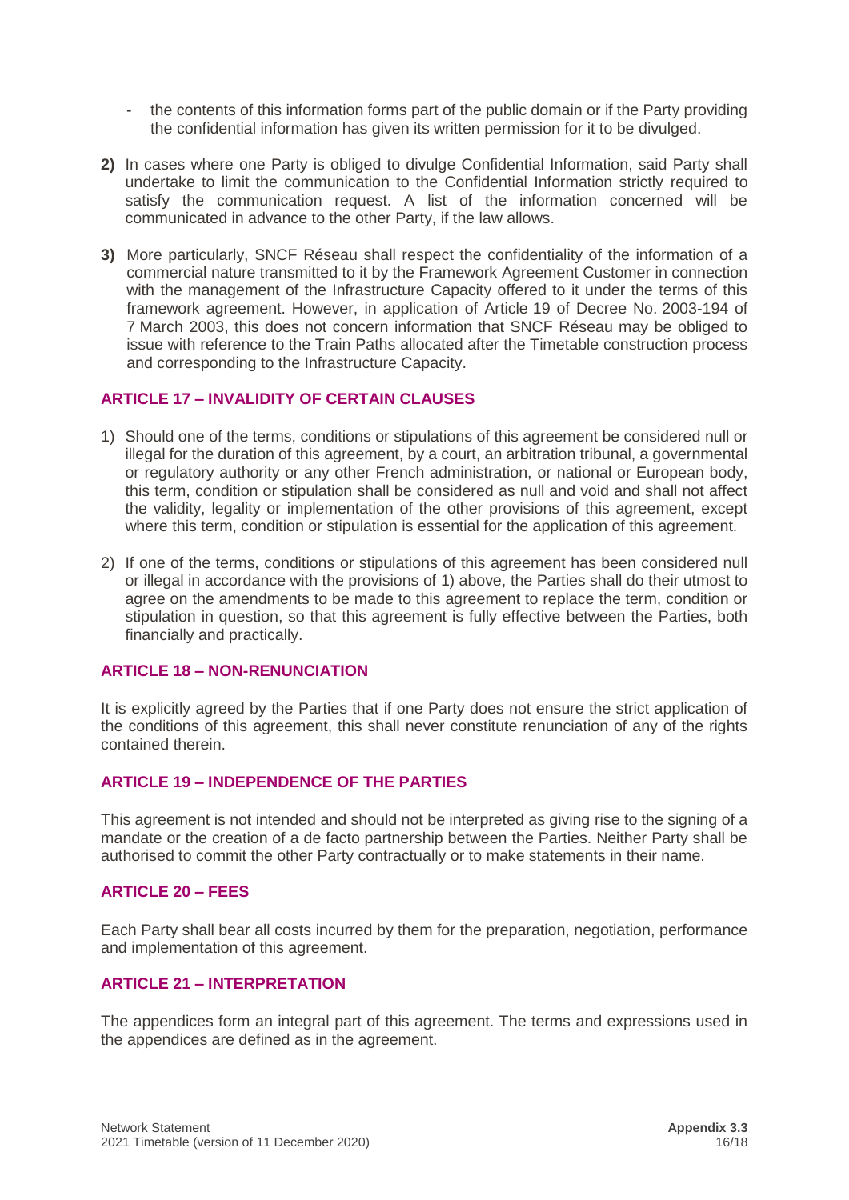- the contents of this information forms part of the public domain or if the Party providing the confidential information has given its written permission for it to be divulged.

**2)** In cases where one Party is obliged to divulge Confidential Information, said Party shall undertake to limit the communication to the Confidential Information strictly required to satisfy the communication request. A list of the information concerned will be communicated in advance to the other Party, if the law allows.

**3)** More particularly, SNCF Réseau shall respect the confidentiality of the information of a commercial nature transmitted to it by the Framework Agreement Customer in connection with the management of the Infrastructure Capacity offered to it under the terms of this framework agreement. However, in application of Article 19 of Decree No. 2003-194 of 7 March 2003, this does not concern information that SNCF Réseau may be obliged to issue with reference to the Train Paths allocated after the Timetable construction process and corresponding to the Infrastructure Capacity.

## ARTICLE 17 – INVALIDITY OF CERTAIN CLAUSES

1) Should one of the terms, conditions or stipulations of this agreement be considered null or illegal for the duration of this agreement, by a court, an arbitration tribunal, a governmental or regulatory authority or any other French administration, or national or European body, this term, condition or stipulation shall be considered as null and void and shall not affect the validity, legality or implementation of the other provisions of this agreement, except where this term, condition or stipulation is essential for the application of this agreement.

2) If one of the terms, conditions or stipulations of this agreement has been considered null or illegal in accordance with the provisions of 1) above, the Parties shall do their utmost to agree on the amendments to be made to this agreement to replace the term, condition or stipulation in question, so that this agreement is fully effective between the Parties, both financially and practically.

## ARTICLE 18 – NON-RENUNCIATION

It is explicitly agreed by the Parties that if one Party does not ensure the strict application of the conditions of this agreement, this shall never constitute renunciation of any of the rights contained therein.

## ARTICLE 19 – INDEPENDENCE OF THE PARTIES

This agreement is not intended and should not be interpreted as giving rise to the signing of a mandate or the creation of a de facto partnership between the Parties. Neither Party shall be authorised to commit the other Party contractually or to make statements in their name.

## ARTICLE 20 – FEES

Each Party shall bear all costs incurred by them for the preparation, negotiation, performance and implementation of this agreement.

## ARTICLE 21 – INTERPRETATION

The appendices form an integral part of this agreement. The terms and expressions used in the appendices are defined as in the agreement.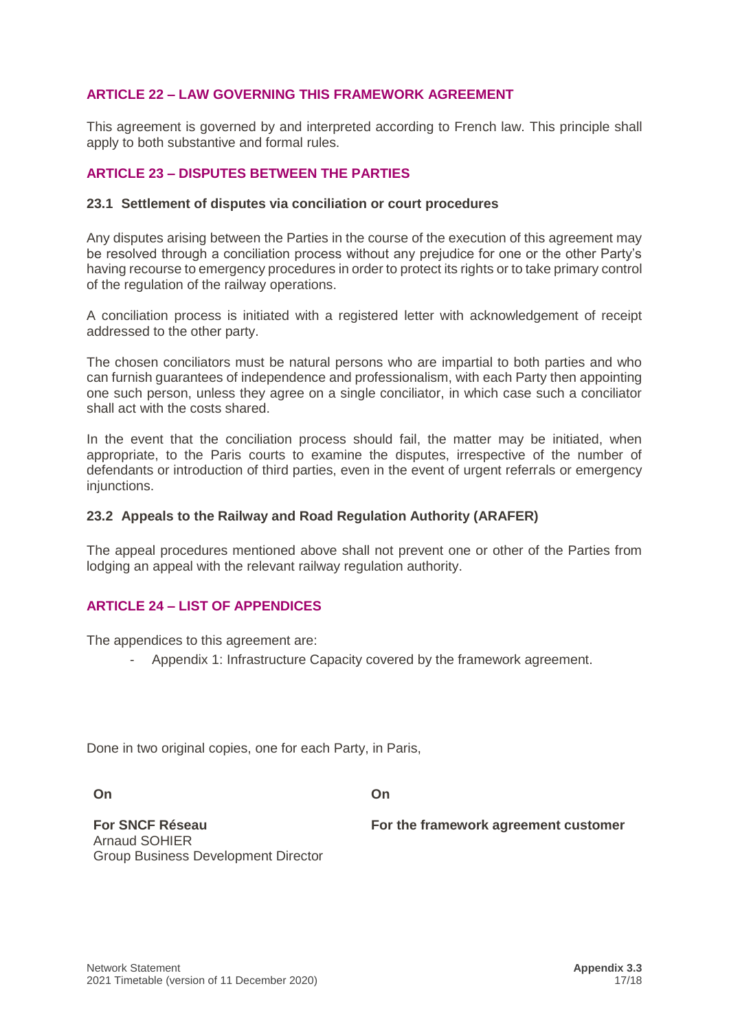## ARTICLE 22 – LAW GOVERNING THIS FRAMEWORK AGREEMENT

This agreement is governed by and interpreted according to French law. This principle shall apply to both substantive and formal rules.

## ARTICLE 23 – DISPUTES BETWEEN THE PARTIES

### 23.1 Settlement of disputes via conciliation or court procedures

Any disputes arising between the Parties in the course of the execution of this agreement may be resolved through a conciliation process without any prejudice for one or the other Party's having recourse to emergency procedures in order to protect its rights or to take primary control of the regulation of the railway operations.

A conciliation process is initiated with a registered letter with acknowledgement of receipt addressed to the other party.

The chosen conciliators must be natural persons who are impartial to both parties and who can furnish guarantees of independence and professionalism, with each Party then appointing one such person, unless they agree on a single conciliator, in which case such a conciliator shall act with the costs shared.

In the event that the conciliation process should fail, the matter may be initiated, when appropriate, to the Paris courts to examine the disputes, irrespective of the number of defendants or introduction of third parties, even in the event of urgent referrals or emergency injunctions.

### 23.2 Appeals to the Railway and Road Regulation Authority (ARAFER)

The appeal procedures mentioned above shall not prevent one or other of the Parties from lodging an appeal with the relevant railway regulation authority.

## ARTICLE 24 – LIST OF APPENDICES

The appendices to this agreement are:

- Appendix 1: Infrastructure Capacity covered by the framework agreement.

Done in two original copies, one for each Party, in Paris,

| **On** | **On** |
|---|---|
| **For SNCF Réseau**<br>Arnaud SOHIER<br>Group Business Development Director | **For the framework agreement customer** |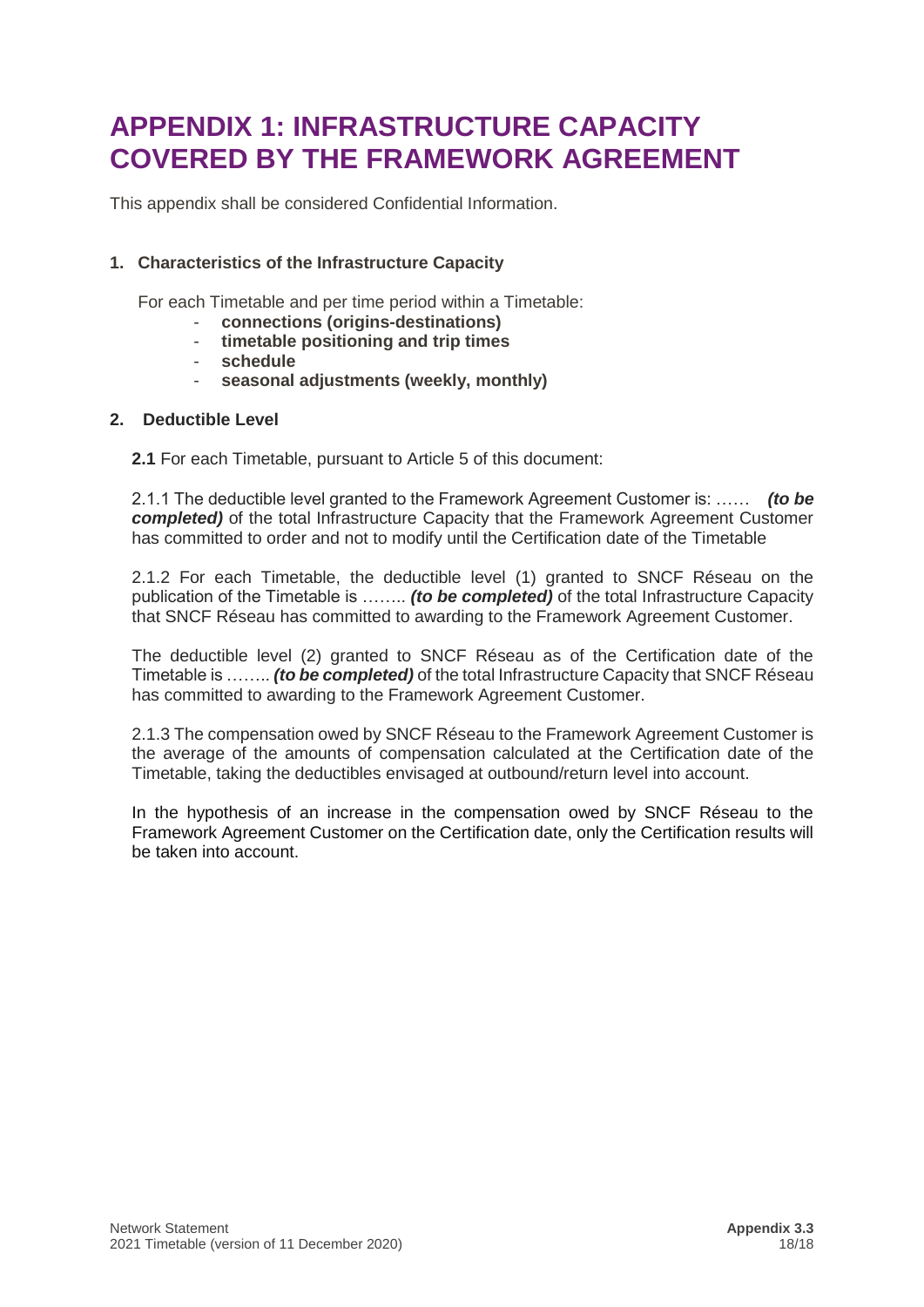# APPENDIX 1: INFRASTRUCTURE CAPACITY COVERED BY THE FRAMEWORK AGREEMENT

This appendix shall be considered Confidential Information.

## 1. Characteristics of the Infrastructure Capacity

For each Timetable and per time period within a Timetable:

- **connections (origins-destinations)**
- **timetable positioning and trip times**
- **schedule**
- **seasonal adjustments (weekly, monthly)**

## 2. Deductible Level

**2.1** For each Timetable, pursuant to Article 5 of this document:

2.1.1 The deductible level granted to the Framework Agreement Customer is: …… ***(to be completed)*** of the total Infrastructure Capacity that the Framework Agreement Customer has committed to order and not to modify until the Certification date of the Timetable

2.1.2 For each Timetable, the deductible level (1) granted to SNCF Réseau on the publication of the Timetable is …….. ***(to be completed)*** of the total Infrastructure Capacity that SNCF Réseau has committed to awarding to the Framework Agreement Customer.

The deductible level (2) granted to SNCF Réseau as of the Certification date of the Timetable is …….. ***(to be completed)*** of the total Infrastructure Capacity that SNCF Réseau has committed to awarding to the Framework Agreement Customer.

2.1.3 The compensation owed by SNCF Réseau to the Framework Agreement Customer is the average of the amounts of compensation calculated at the Certification date of the Timetable, taking the deductibles envisaged at outbound/return level into account.

In the hypothesis of an increase in the compensation owed by SNCF Réseau to the Framework Agreement Customer on the Certification date, only the Certification results will be taken into account.